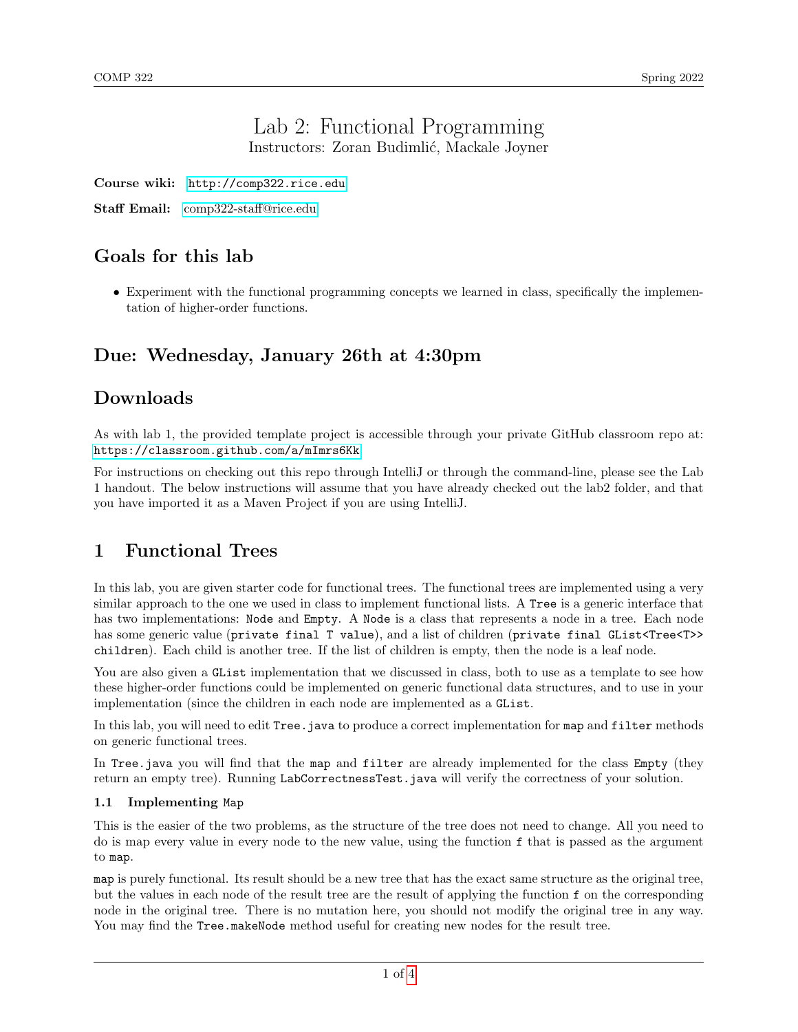# Lab 2: Functional Programming

Instructors: Zoran Budimlić, Mackale Joyner

**Course wiki:** http://comp322.rice.edu

**Staff Email:** comp322-staff@rice.edu

## Goals for this lab

- Experiment with the functional programming concepts we learned in class, specifically the implementation of higher-order functions.

## Due: Wednesday, January 26th at 4:30pm

## Downloads

As with lab 1, the provided template project is accessible through your private GitHub classroom repo at: https://classroom.github.com/a/mImrs6Kk

For instructions on checking out this repo through IntelliJ or through the command-line, please see the Lab 1 handout. The below instructions will assume that you have already checked out the lab2 folder, and that you have imported it as a Maven Project if you are using IntelliJ.

## 1 Functional Trees

In this lab, you are given starter code for functional trees. The functional trees are implemented using a very similar approach to the one we used in class to implement functional lists. A `Tree` is a generic interface that has two implementations: `Node` and `Empty`. A `Node` is a class that represents a node in a tree. Each node has some generic value (`private final T value`), and a list of children (`private final GList<Tree<T>> children`). Each child is another tree. If the list of children is empty, then the node is a leaf node.

You are also given a `GList` implementation that we discussed in class, both to use as a template to see how these higher-order functions could be implemented on generic functional data structures, and to use in your implementation (since the children in each node are implemented as a `GList`.

In this lab, you will need to edit `Tree.java` to produce a correct implementation for `map` and `filter` methods on generic functional trees.

In `Tree.java` you will find that the `map` and `filter` are already implemented for the class `Empty` (they return an empty tree). Running `LabCorrectnessTest.java` will verify the correctness of your solution.

### 1.1 Implementing Map

This is the easier of the two problems, as the structure of the tree does not need to change. All you need to do is map every value in every node to the new value, using the function `f` that is passed as the argument to `map`.

`map` is purely functional. Its result should be a new tree that has the exact same structure as the original tree, but the values in each node of the result tree are the result of applying the function `f` on the corresponding node in the original tree. There is no mutation here, you should not modify the original tree in any way. You may find the `Tree.makeNode` method useful for creating new nodes for the result tree.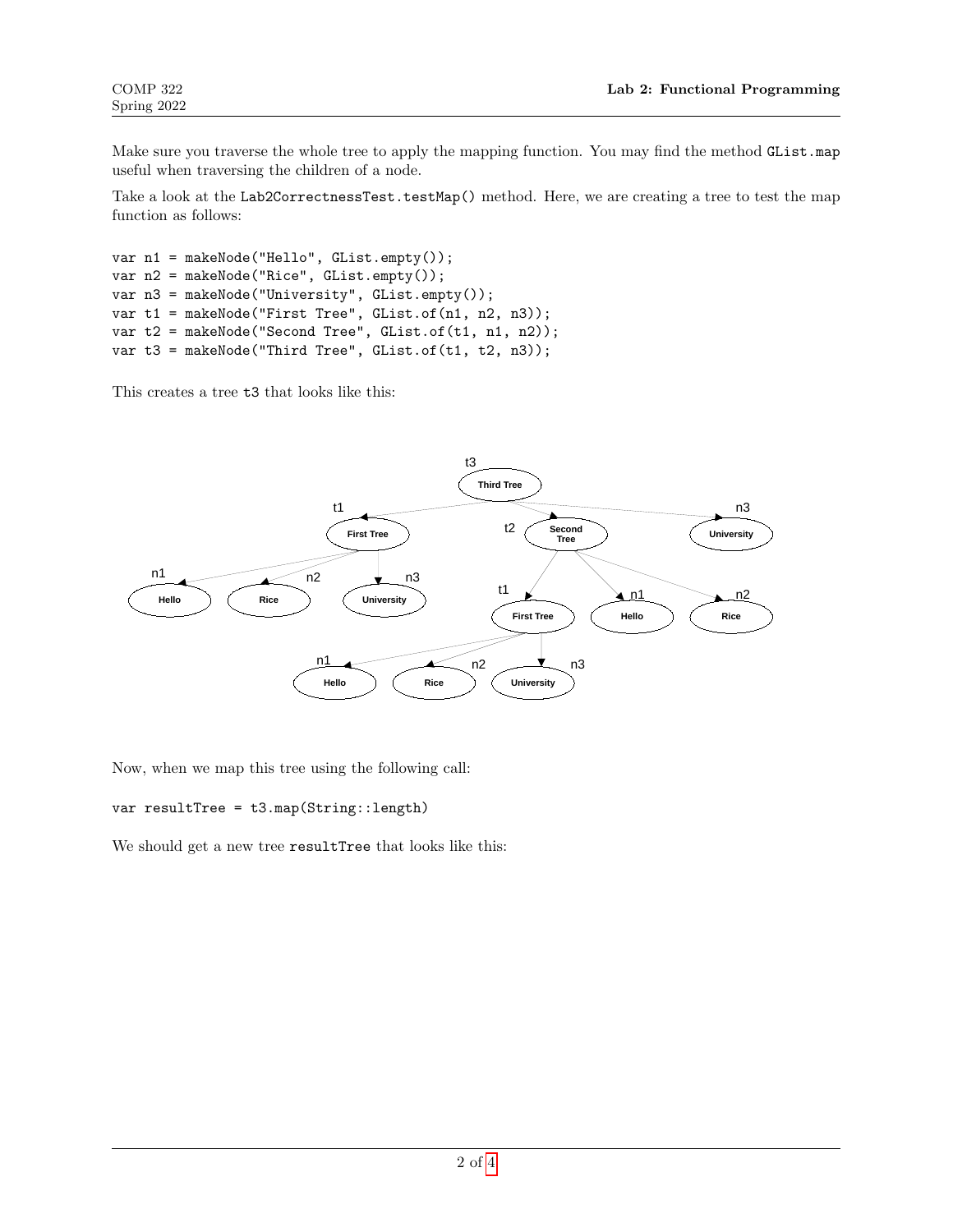Make sure you traverse the whole tree to apply the mapping function. You may find the method `GList.map` useful when traversing the children of a node.

Take a look at the `Lab2CorrectnessTest.testMap()` method. Here, we are creating a tree to test the map function as follows:

```
var n1 = makeNode("Hello", GList.empty());
var n2 = makeNode("Rice", GList.empty());
var n3 = makeNode("University", GList.empty());
var t1 = makeNode("First Tree", GList.of(n1, n2, n3));
var t2 = makeNode("Second Tree", GList.of(t1, n1, n2));
var t3 = makeNode("Third Tree", GList.of(t1, t2, n3));
```

This creates a tree `t3` that looks like this:

Now, when we map this tree using the following call:

```
var resultTree = t3.map(String::length)
```

We should get a new tree `resultTree` that looks like this: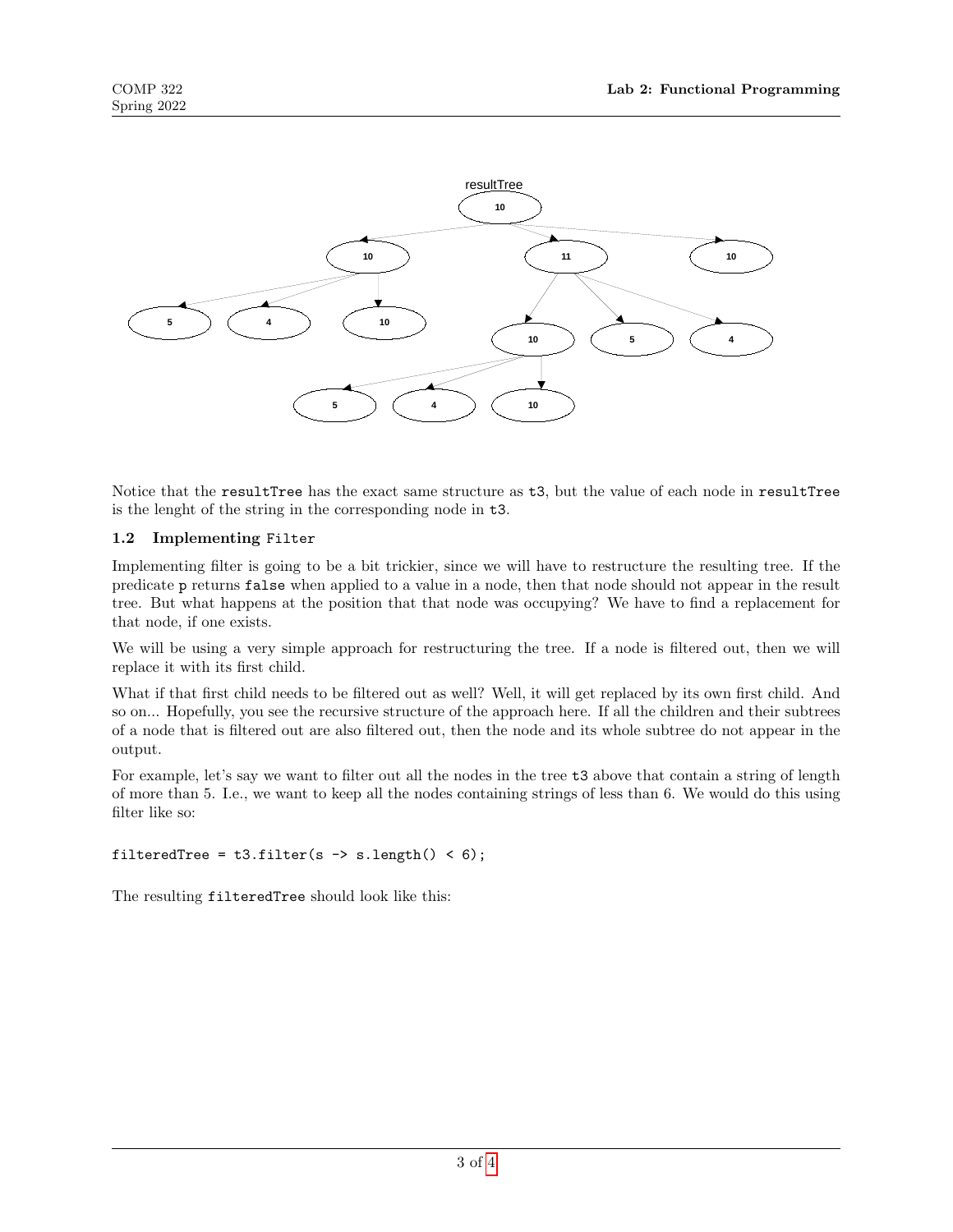Notice that the `resultTree` has the exact same structure as `t3`, but the value of each node in `resultTree` is the lenght of the string in the corresponding node in `t3`.

### 1.2 Implementing Filter

Implementing filter is going to be a bit trickier, since we will have to restructure the resulting tree. If the predicate `p` returns `false` when applied to a value in a node, then that node should not appear in the result tree. But what happens at the position that that node was occupying? We have to find a replacement for that node, if one exists.

We will be using a very simple approach for restructuring the tree. If a node is filtered out, then we will replace it with its first child.

What if that first child needs to be filtered out as well? Well, it will get replaced by its own first child. And so on... Hopefully, you see the recursive structure of the approach here. If all the children and their subtrees of a node that is filtered out are also filtered out, then the node and its whole subtree do not appear in the output.

For example, let's say we want to filter out all the nodes in the tree `t3` above that contain a string of length of more than 5. I.e., we want to keep all the nodes containing strings of less than 6. We would do this using filter like so:

```
filteredTree = t3.filter(s -> s.length() < 6);
```

The resulting `filteredTree` should look like this: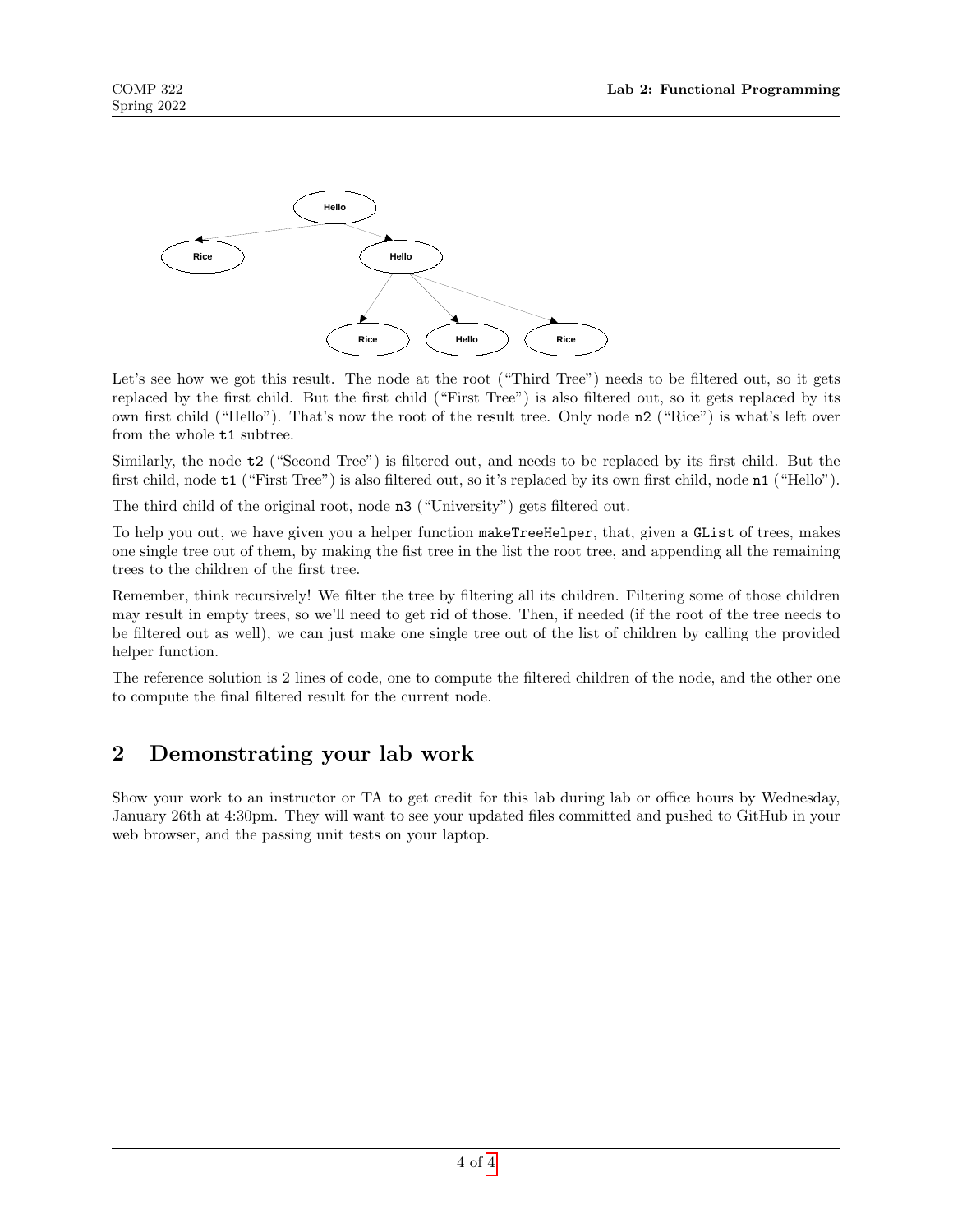Hello

Rice

Hello

Rice

Hello

Rice

Let's see how we got this result. The node at the root ("Third Tree") needs to be filtered out, so it gets replaced by the first child. But the first child ("First Tree") is also filtered out, so it gets replaced by its own first child ("Hello"). That's now the root of the result tree. Only node `n2` ("Rice") is what's left over from the whole `t1` subtree.

Similarly, the node `t2` ("Second Tree") is filtered out, and needs to be replaced by its first child. But the first child, node `t1` ("First Tree") is also filtered out, so it's replaced by its own first child, node `n1` ("Hello").

The third child of the original root, node `n3` ("University") gets filtered out.

To help you out, we have given you a helper function `makeTreeHelper`, that, given a `GList` of trees, makes one single tree out of them, by making the fist tree in the list the root tree, and appending all the remaining trees to the children of the first tree.

Remember, think recursively! We filter the tree by filtering all its children. Filtering some of those children may result in empty trees, so we'll need to get rid of those. Then, if needed (if the root of the tree needs to be filtered out as well), we can just make one single tree out of the list of children by calling the provided helper function.

The reference solution is 2 lines of code, one to compute the filtered children of the node, and the other one to compute the final filtered result for the current node.

## 2 Demonstrating your lab work

Show your work to an instructor or TA to get credit for this lab during lab or office hours by Wednesday, January 26th at 4:30pm. They will want to see your updated files committed and pushed to GitHub in your web browser, and the passing unit tests on your laptop.